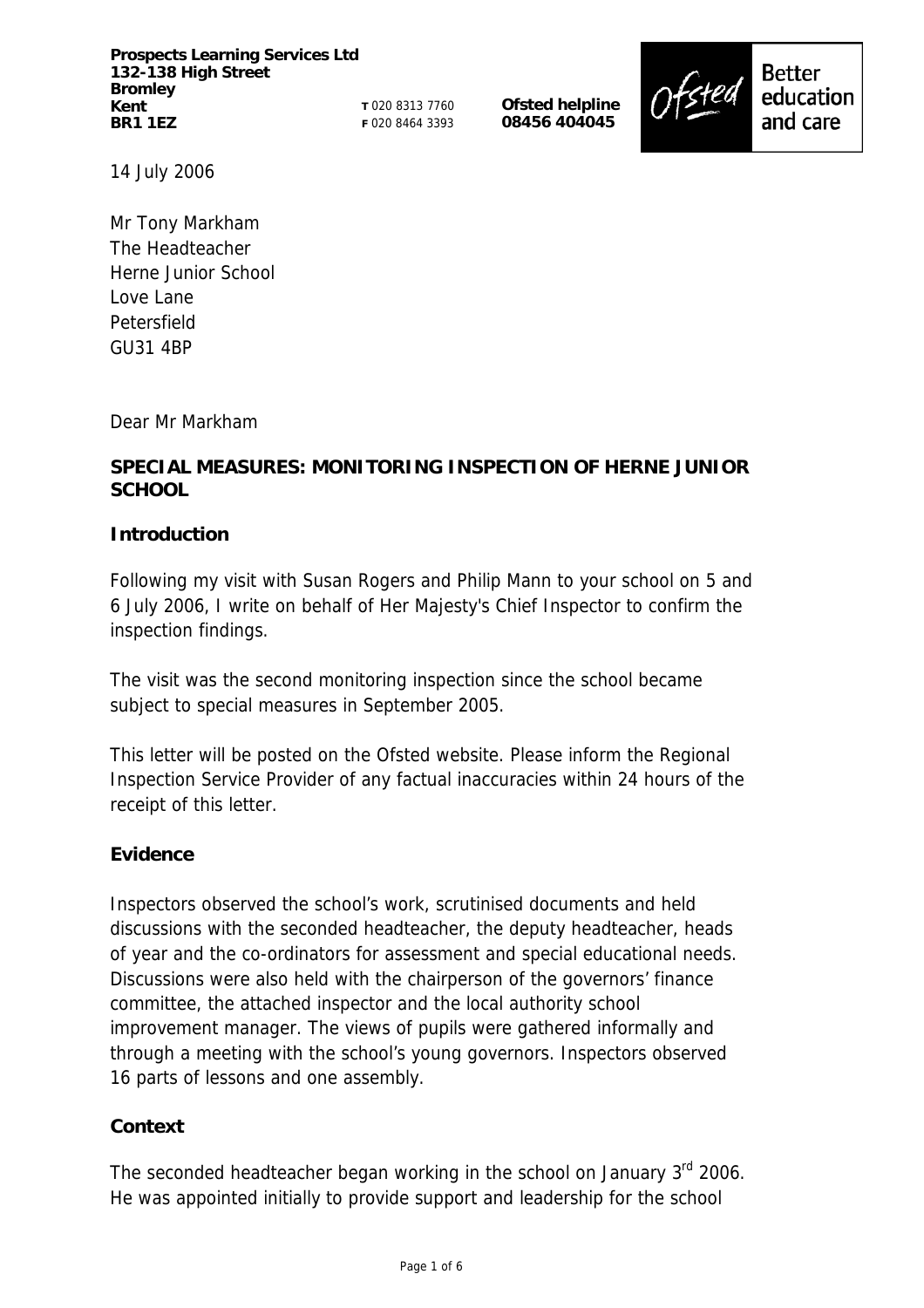**Prospects Learning Services Ltd**
**132-138 High Street**
**Bromley**
**Kent**
**BR1 1EZ**

**T** 020 8313 7760
**F** 020 8464 3393

**Ofsted helpline**
**08456 404045**

Better education and care

14 July 2006

Mr Tony Markham
The Headteacher
Herne Junior School
Love Lane
Petersfield
GU31 4BP

Dear Mr Markham

**SPECIAL MEASURES: MONITORING INSPECTION OF HERNE JUNIOR SCHOOL**

**Introduction**

Following my visit with Susan Rogers and Philip Mann to your school on 5 and 6 July 2006, I write on behalf of Her Majesty's Chief Inspector to confirm the inspection findings.

The visit was the second monitoring inspection since the school became subject to special measures in September 2005.

This letter will be posted on the Ofsted website. Please inform the Regional Inspection Service Provider of any factual inaccuracies within 24 hours of the receipt of this letter.

**Evidence**

Inspectors observed the school's work, scrutinised documents and held discussions with the seconded headteacher, the deputy headteacher, heads of year and the co-ordinators for assessment and special educational needs. Discussions were also held with the chairperson of the governors' finance committee, the attached inspector and the local authority school improvement manager. The views of pupils were gathered informally and through a meeting with the school's young governors. Inspectors observed 16 parts of lessons and one assembly.

**Context**

The seconded headteacher began working in the school on January 3rd 2006. He was appointed initially to provide support and leadership for the school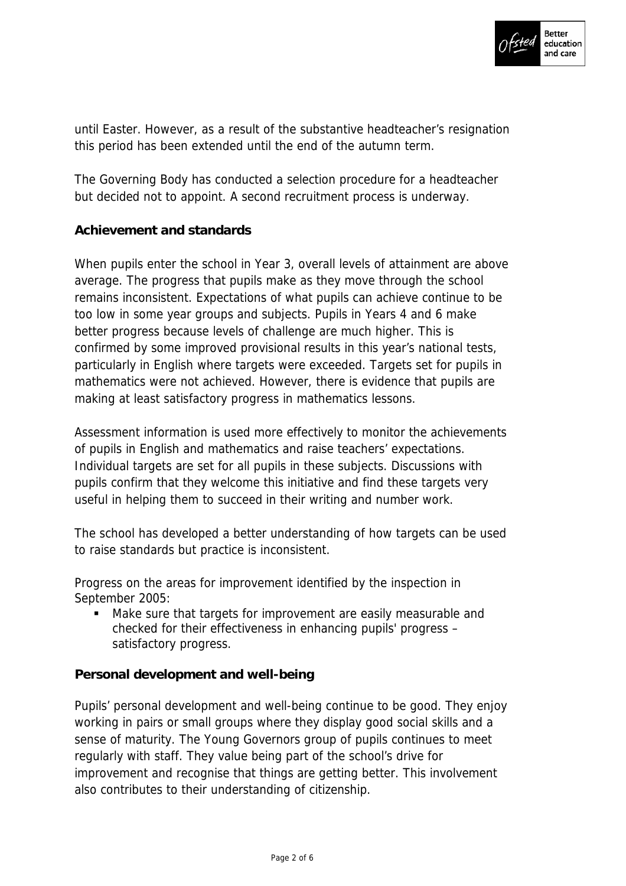until Easter. However, as a result of the substantive headteacher's resignation this period has been extended until the end of the autumn term.

The Governing Body has conducted a selection procedure for a headteacher but decided not to appoint. A second recruitment process is underway.

**Achievement and standards**

When pupils enter the school in Year 3, overall levels of attainment are above average. The progress that pupils make as they move through the school remains inconsistent. Expectations of what pupils can achieve continue to be too low in some year groups and subjects. Pupils in Years 4 and 6 make better progress because levels of challenge are much higher. This is confirmed by some improved provisional results in this year's national tests, particularly in English where targets were exceeded. Targets set for pupils in mathematics were not achieved. However, there is evidence that pupils are making at least satisfactory progress in mathematics lessons.

Assessment information is used more effectively to monitor the achievements of pupils in English and mathematics and raise teachers' expectations. Individual targets are set for all pupils in these subjects. Discussions with pupils confirm that they welcome this initiative and find these targets very useful in helping them to succeed in their writing and number work.

The school has developed a better understanding of how targets can be used to raise standards but practice is inconsistent.

Progress on the areas for improvement identified by the inspection in September 2005:

- Make sure that targets for improvement are easily measurable and checked for their effectiveness in enhancing pupils' progress – satisfactory progress.

**Personal development and well-being**

Pupils' personal development and well-being continue to be good. They enjoy working in pairs or small groups where they display good social skills and a sense of maturity. The Young Governors group of pupils continues to meet regularly with staff. They value being part of the school's drive for improvement and recognise that things are getting better. This involvement also contributes to their understanding of citizenship.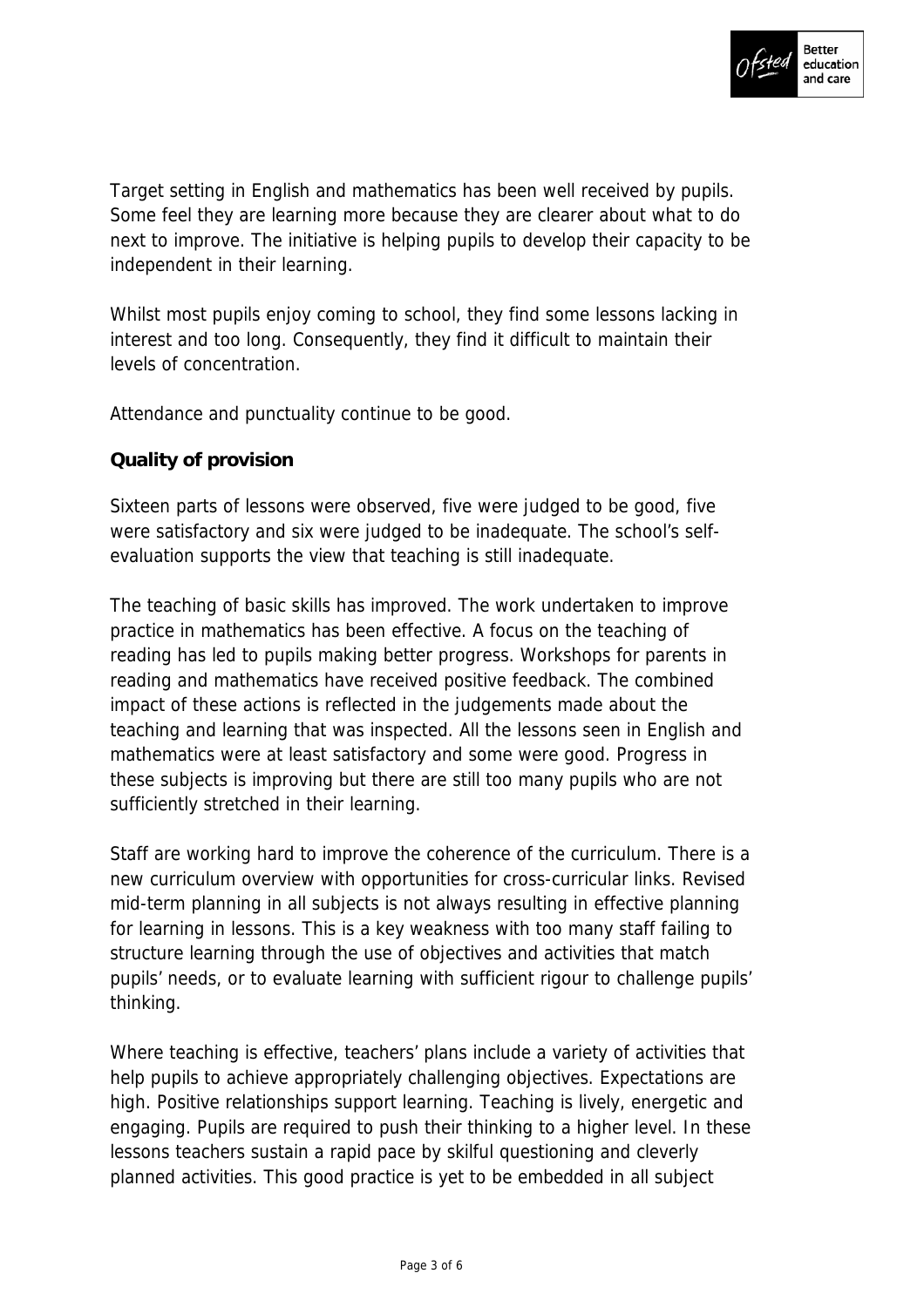Target setting in English and mathematics has been well received by pupils. Some feel they are learning more because they are clearer about what to do next to improve. The initiative is helping pupils to develop their capacity to be independent in their learning.

Whilst most pupils enjoy coming to school, they find some lessons lacking in interest and too long. Consequently, they find it difficult to maintain their levels of concentration.

Attendance and punctuality continue to be good.

**Quality of provision**

Sixteen parts of lessons were observed, five were judged to be good, five were satisfactory and six were judged to be inadequate. The school's self-evaluation supports the view that teaching is still inadequate.

The teaching of basic skills has improved. The work undertaken to improve practice in mathematics has been effective. A focus on the teaching of reading has led to pupils making better progress. Workshops for parents in reading and mathematics have received positive feedback. The combined impact of these actions is reflected in the judgements made about the teaching and learning that was inspected. All the lessons seen in English and mathematics were at least satisfactory and some were good. Progress in these subjects is improving but there are still too many pupils who are not sufficiently stretched in their learning.

Staff are working hard to improve the coherence of the curriculum. There is a new curriculum overview with opportunities for cross-curricular links. Revised mid-term planning in all subjects is not always resulting in effective planning for learning in lessons. This is a key weakness with too many staff failing to structure learning through the use of objectives and activities that match pupils' needs, or to evaluate learning with sufficient rigour to challenge pupils' thinking.

Where teaching is effective, teachers' plans include a variety of activities that help pupils to achieve appropriately challenging objectives. Expectations are high. Positive relationships support learning. Teaching is lively, energetic and engaging. Pupils are required to push their thinking to a higher level. In these lessons teachers sustain a rapid pace by skilful questioning and cleverly planned activities. This good practice is yet to be embedded in all subject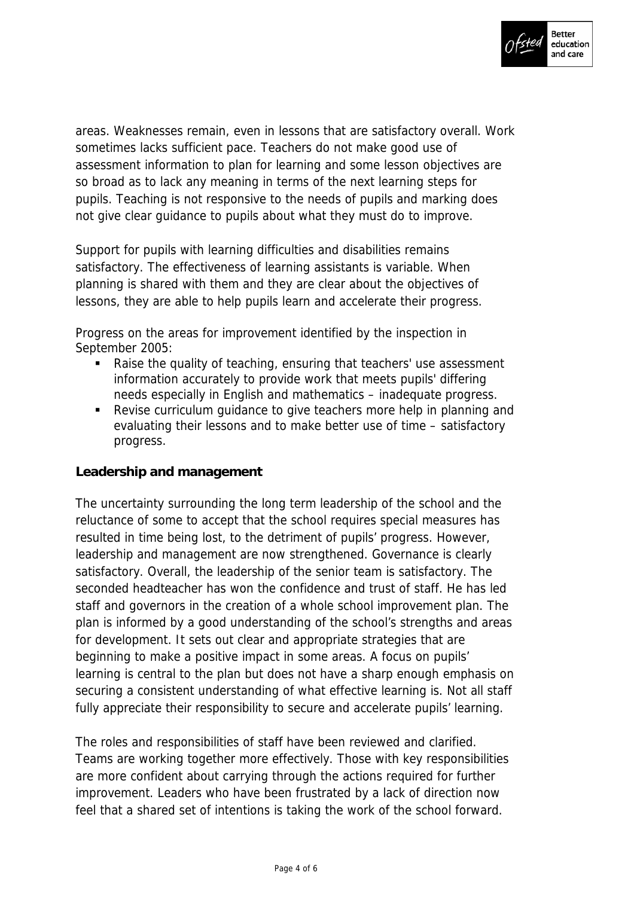areas. Weaknesses remain, even in lessons that are satisfactory overall. Work sometimes lacks sufficient pace. Teachers do not make good use of assessment information to plan for learning and some lesson objectives are so broad as to lack any meaning in terms of the next learning steps for pupils. Teaching is not responsive to the needs of pupils and marking does not give clear guidance to pupils about what they must do to improve.

Support for pupils with learning difficulties and disabilities remains satisfactory. The effectiveness of learning assistants is variable. When planning is shared with them and they are clear about the objectives of lessons, they are able to help pupils learn and accelerate their progress.

Progress on the areas for improvement identified by the inspection in September 2005:

- Raise the quality of teaching, ensuring that teachers' use assessment information accurately to provide work that meets pupils' differing needs especially in English and mathematics – inadequate progress.
- Revise curriculum guidance to give teachers more help in planning and evaluating their lessons and to make better use of time – satisfactory progress.

**Leadership and management**

The uncertainty surrounding the long term leadership of the school and the reluctance of some to accept that the school requires special measures has resulted in time being lost, to the detriment of pupils' progress. However, leadership and management are now strengthened. Governance is clearly satisfactory. Overall, the leadership of the senior team is satisfactory. The seconded headteacher has won the confidence and trust of staff. He has led staff and governors in the creation of a whole school improvement plan. The plan is informed by a good understanding of the school's strengths and areas for development. It sets out clear and appropriate strategies that are beginning to make a positive impact in some areas. A focus on pupils' learning is central to the plan but does not have a sharp enough emphasis on securing a consistent understanding of what effective learning is. Not all staff fully appreciate their responsibility to secure and accelerate pupils' learning.

The roles and responsibilities of staff have been reviewed and clarified. Teams are working together more effectively. Those with key responsibilities are more confident about carrying through the actions required for further improvement. Leaders who have been frustrated by a lack of direction now feel that a shared set of intentions is taking the work of the school forward.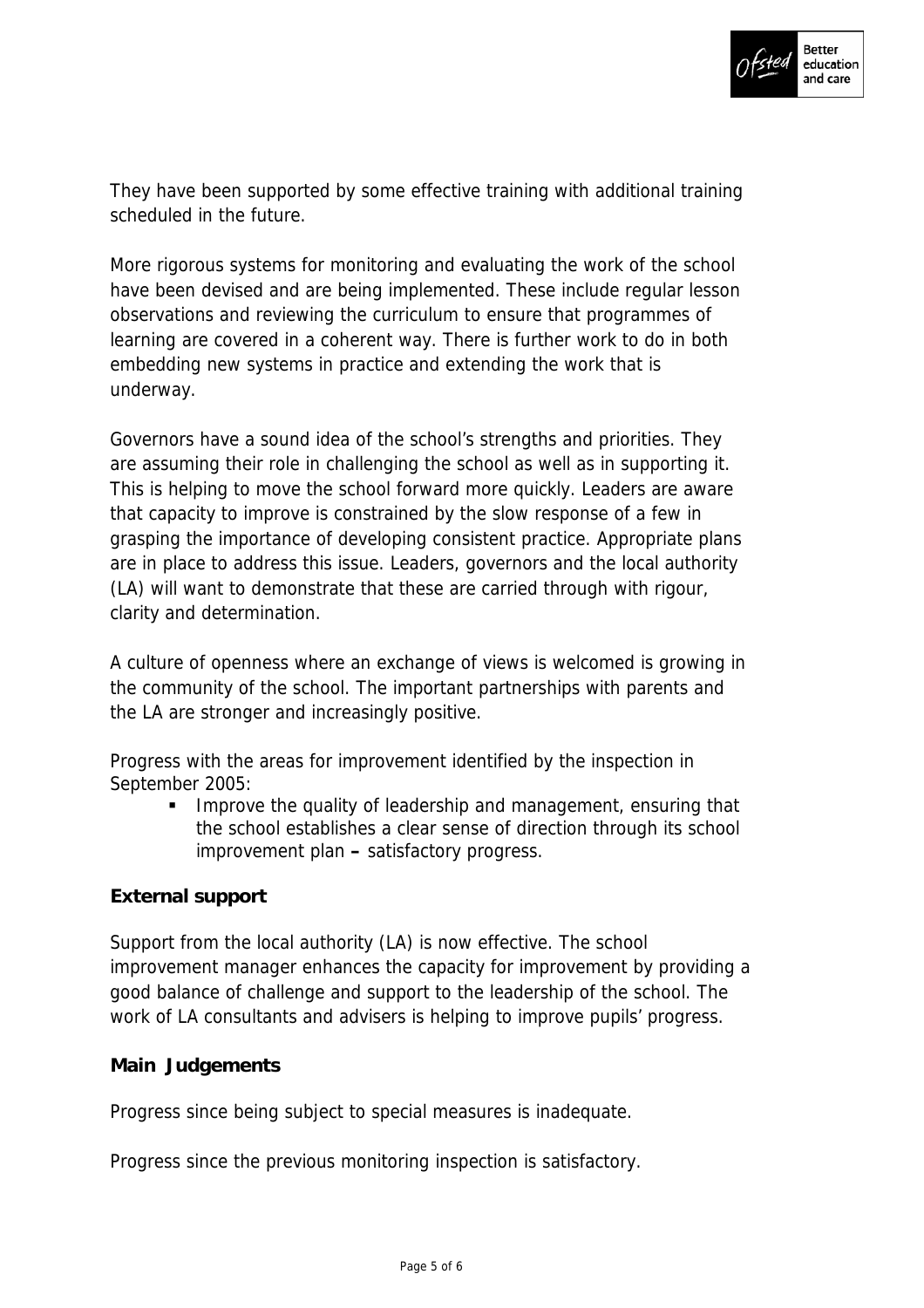They have been supported by some effective training with additional training scheduled in the future.

More rigorous systems for monitoring and evaluating the work of the school have been devised and are being implemented. These include regular lesson observations and reviewing the curriculum to ensure that programmes of learning are covered in a coherent way. There is further work to do in both embedding new systems in practice and extending the work that is underway.

Governors have a sound idea of the school's strengths and priorities. They are assuming their role in challenging the school as well as in supporting it. This is helping to move the school forward more quickly. Leaders are aware that capacity to improve is constrained by the slow response of a few in grasping the importance of developing consistent practice. Appropriate plans are in place to address this issue. Leaders, governors and the local authority (LA) will want to demonstrate that these are carried through with rigour, clarity and determination.

A culture of openness where an exchange of views is welcomed is growing in the community of the school. The important partnerships with parents and the LA are stronger and increasingly positive.

Progress with the areas for improvement identified by the inspection in September 2005:

- Improve the quality of leadership and management, ensuring that the school establishes a clear sense of direction through its school improvement plan **–** satisfactory progress.

**External support**

Support from the local authority (LA) is now effective. The school improvement manager enhances the capacity for improvement by providing a good balance of challenge and support to the leadership of the school. The work of LA consultants and advisers is helping to improve pupils' progress.

**Main Judgements**

Progress since being subject to special measures is inadequate.

Progress since the previous monitoring inspection is satisfactory.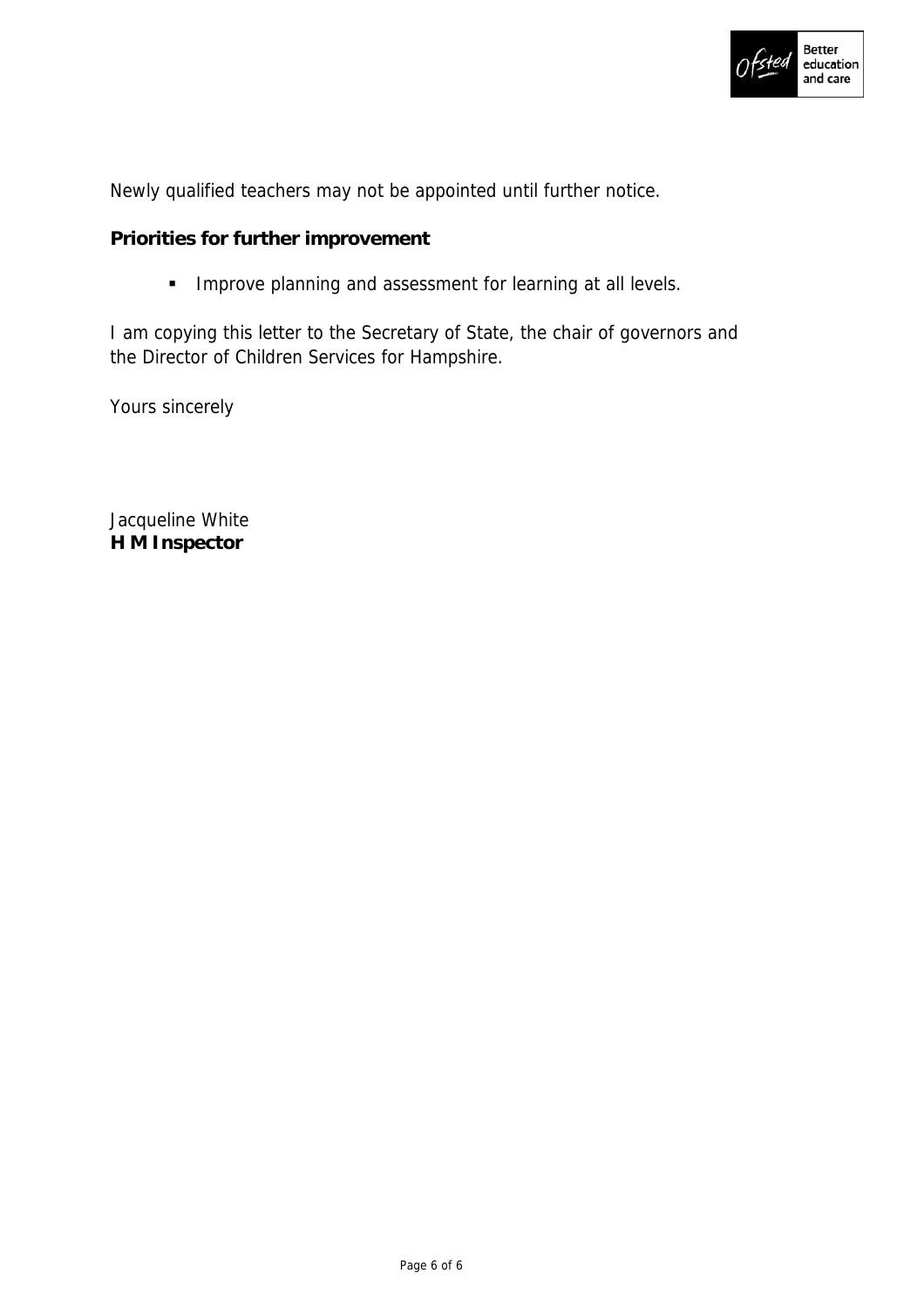Newly qualified teachers may not be appointed until further notice.

**Priorities for further improvement**

- Improve planning and assessment for learning at all levels.

I am copying this letter to the Secretary of State, the chair of governors and the Director of Children Services for Hampshire.

Yours sincerely

Jacqueline White
**H M Inspector**